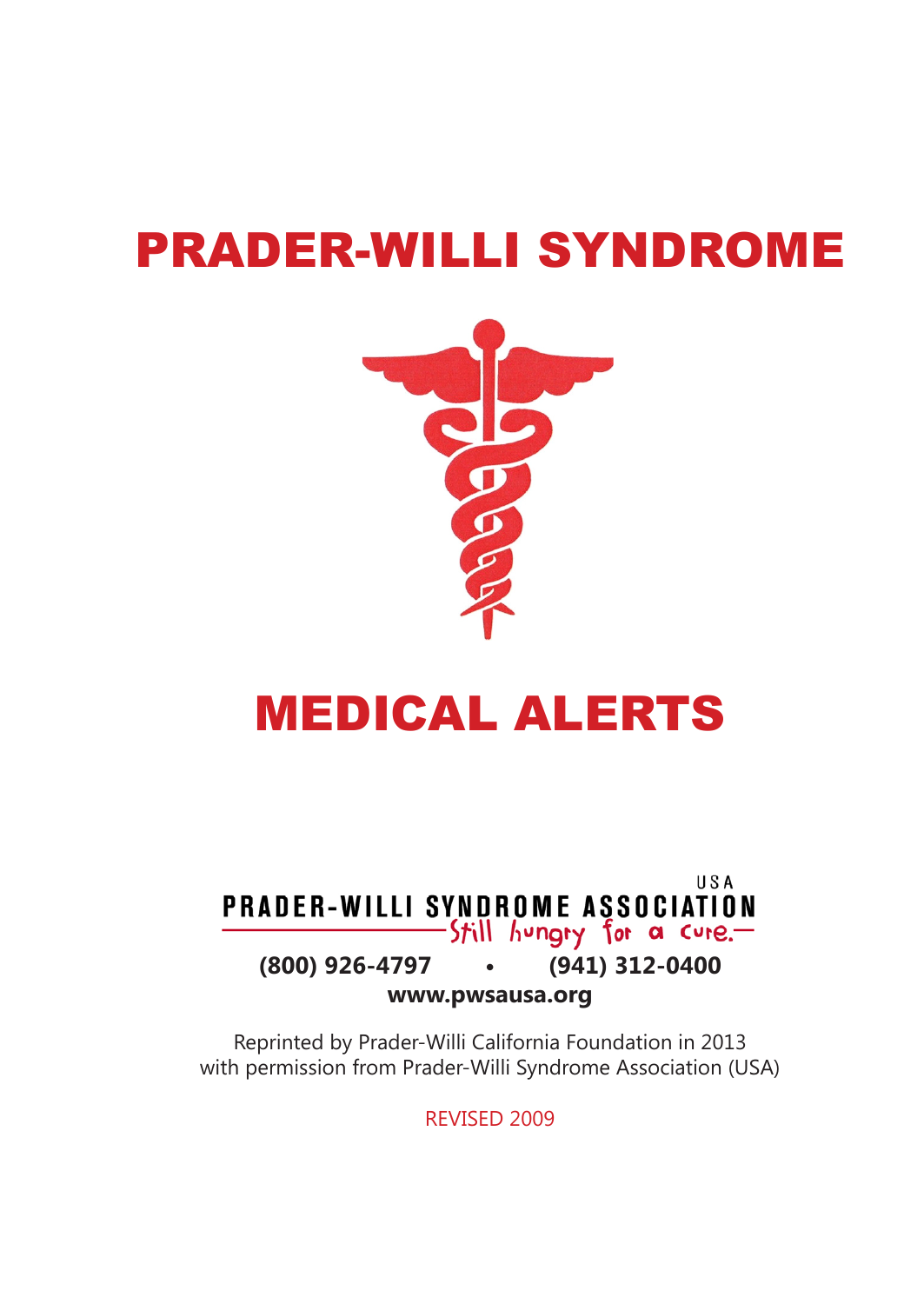# PRADER-WILLI SYNDROME

# MEDICAL ALERTS

USA
PRADER-WILLI SYNDROME ASSOCIATION
*Still hungry for a cure.*

**(800) 926-4797 • (941) 312-0400**

**www.pwsausa.org**

Reprinted by Prader-Willi California Foundation in 2013
with permission from Prader-Willi Syndrome Association (USA)

REVISED 2009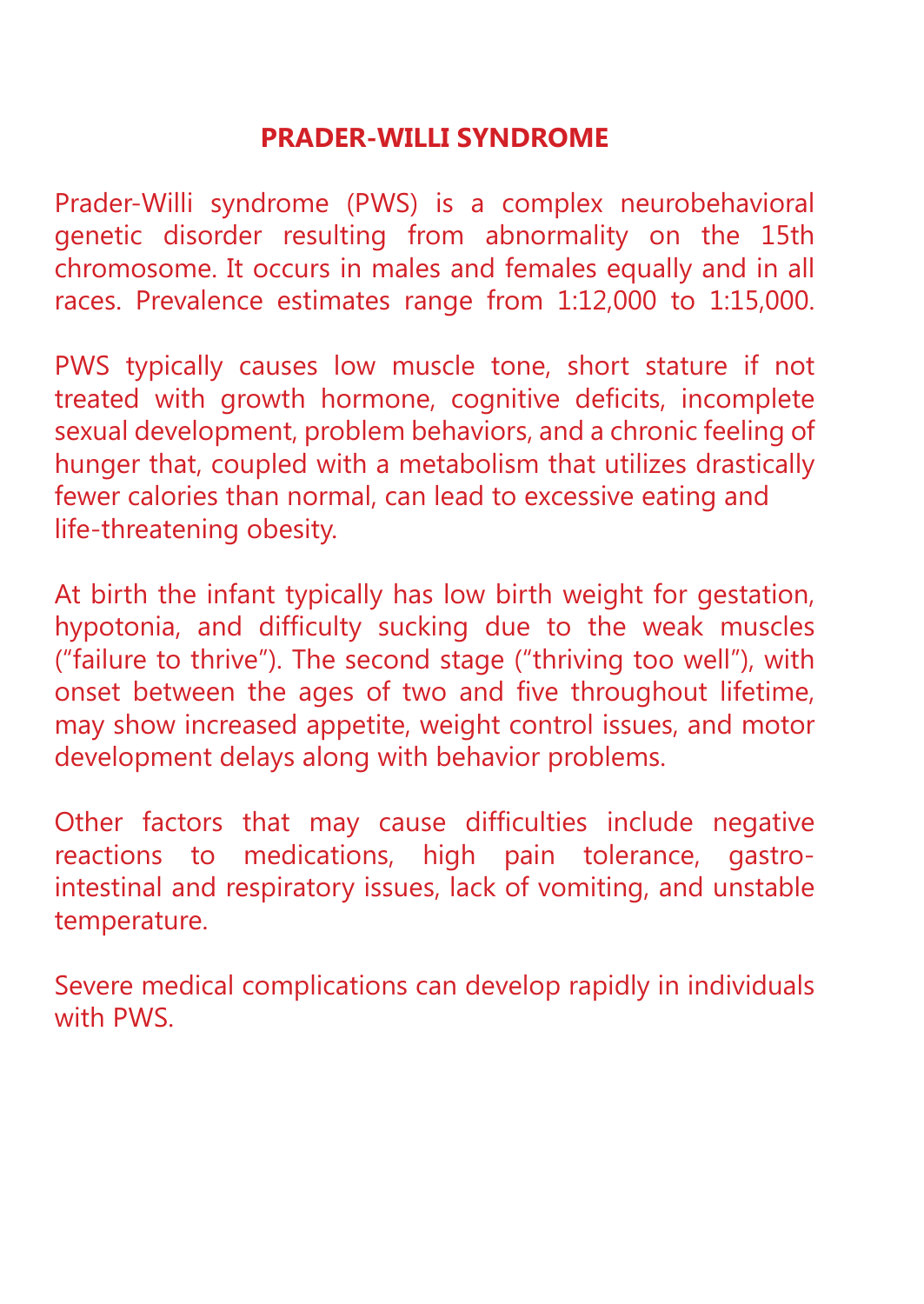## PRADER-WILLI SYNDROME

Prader-Willi syndrome (PWS) is a complex neurobehavioral genetic disorder resulting from abnormality on the 15th chromosome. It occurs in males and females equally and in all races. Prevalence estimates range from 1:12,000 to 1:15,000.

PWS typically causes low muscle tone, short stature if not treated with growth hormone, cognitive deficits, incomplete sexual development, problem behaviors, and a chronic feeling of hunger that, coupled with a metabolism that utilizes drastically fewer calories than normal, can lead to excessive eating and life-threatening obesity.

At birth the infant typically has low birth weight for gestation, hypotonia, and difficulty sucking due to the weak muscles ("failure to thrive"). The second stage ("thriving too well"), with onset between the ages of two and five throughout lifetime, may show increased appetite, weight control issues, and motor development delays along with behavior problems.

Other factors that may cause difficulties include negative reactions to medications, high pain tolerance, gastro-intestinal and respiratory issues, lack of vomiting, and unstable temperature.

Severe medical complications can develop rapidly in individuals with PWS.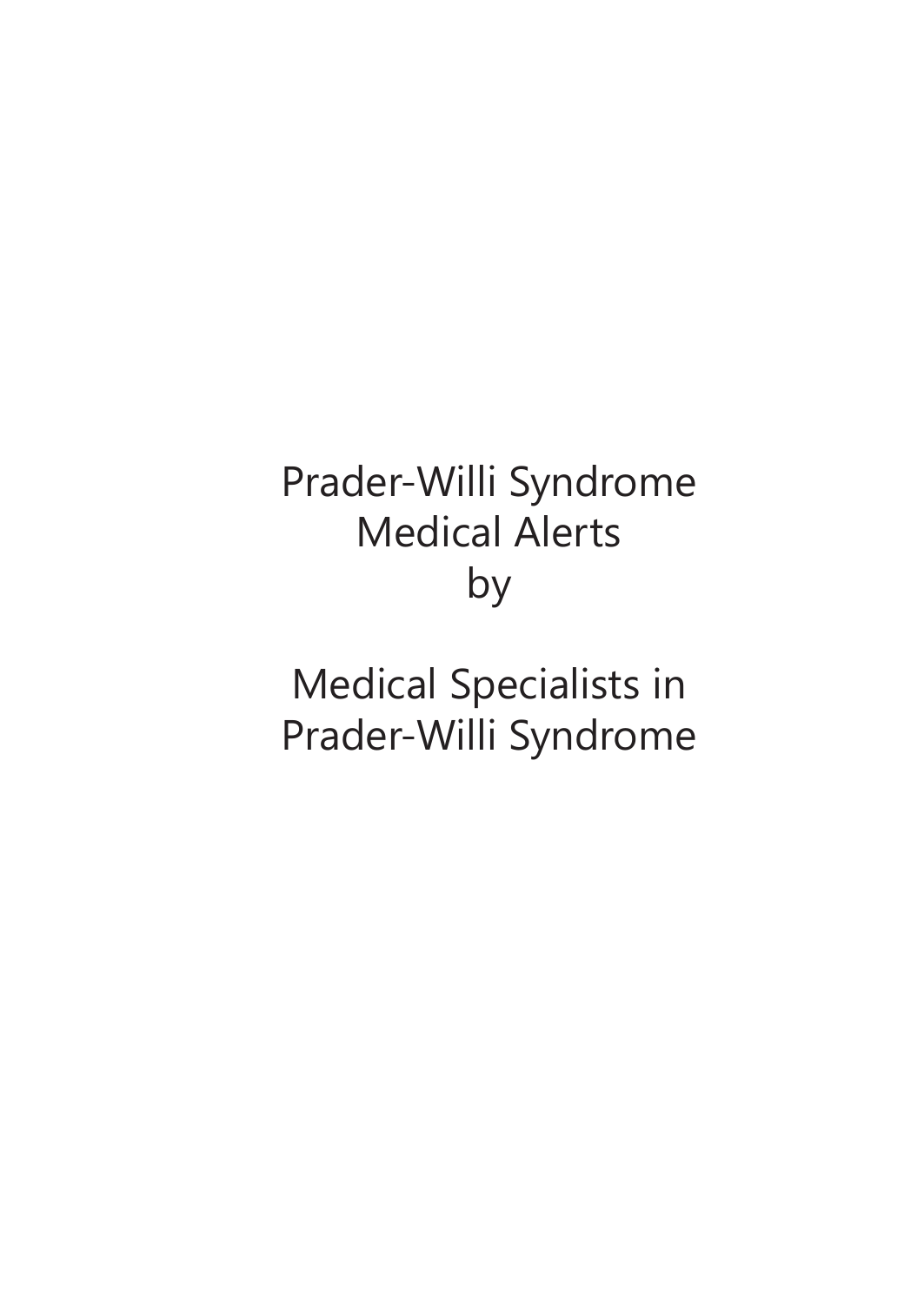# Prader-Willi Syndrome Medical Alerts

by

Medical Specialists in Prader-Willi Syndrome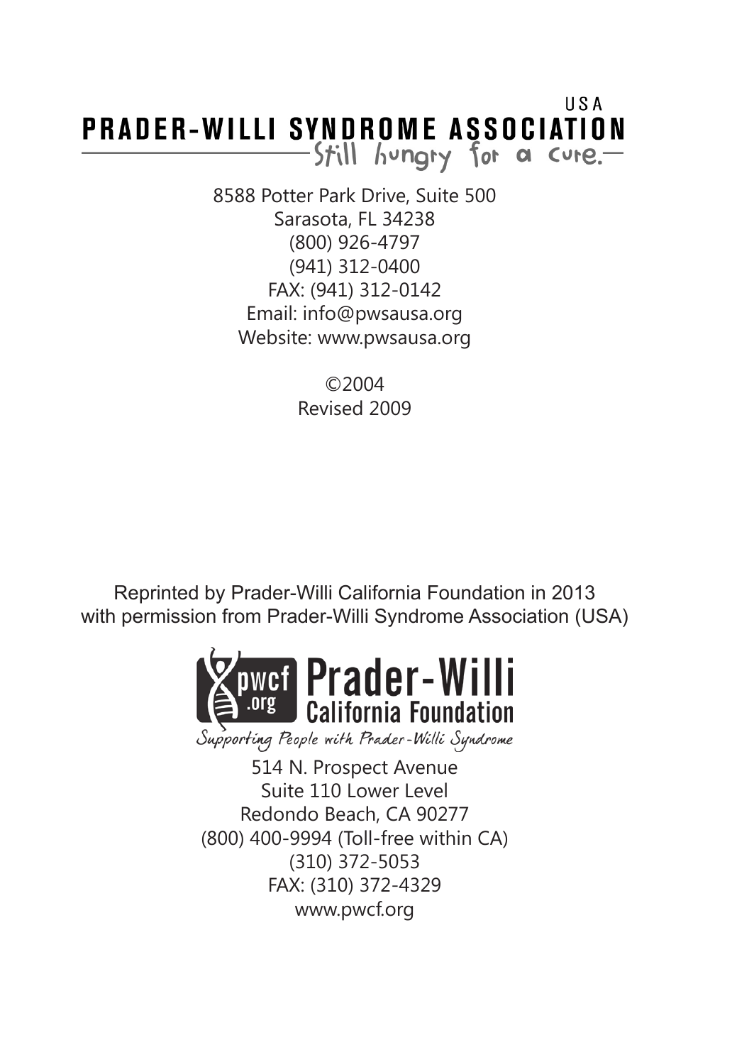USA
**PRADER-WILLI SYNDROME ASSOCIATION**
Still hungry for a cure.

8588 Potter Park Drive, Suite 500
Sarasota, FL 34238
(800) 926-4797
(941) 312-0400
FAX: (941) 312-0142
Email: info@pwsausa.org
Website: www.pwsausa.org

©2004
Revised 2009

Reprinted by Prader-Willi California Foundation in 2013
with permission from Prader-Willi Syndrome Association (USA)

pwcf.org **Prader-Willi California Foundation**
Supporting People with Prader-Willi Syndrome

514 N. Prospect Avenue
Suite 110 Lower Level
Redondo Beach, CA 90277
(800) 400-9994 (Toll-free within CA)
(310) 372-5053
FAX: (310) 372-4329
www.pwcf.org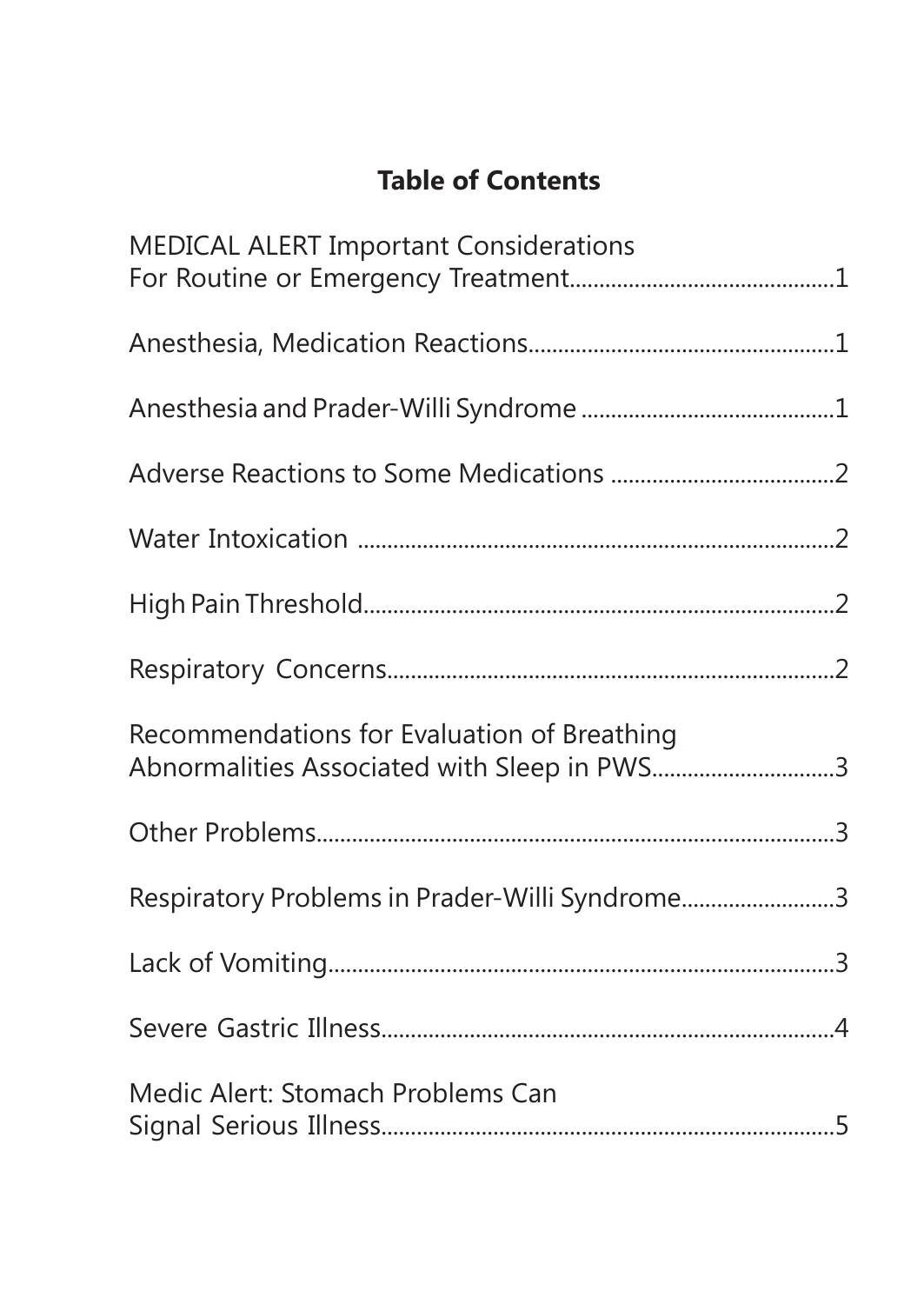## Table of Contents

| | |
|---|---|
| MEDICAL ALERT Important Considerations For Routine or Emergency Treatment | 1 |
| Anesthesia, Medication Reactions | 1 |
| Anesthesia and Prader-Willi Syndrome | 1 |
| Adverse Reactions to Some Medications | 2 |
| Water Intoxication | 2 |
| High Pain Threshold | 2 |
| Respiratory Concerns | 2 |
| Recommendations for Evaluation of Breathing Abnormalities Associated with Sleep in PWS | 3 |
| Other Problems | 3 |
| Respiratory Problems in Prader-Willi Syndrome | 3 |
| Lack of Vomiting | 3 |
| Severe Gastric Illness | 4 |
| Medic Alert: Stomach Problems Can Signal Serious Illness | 5 |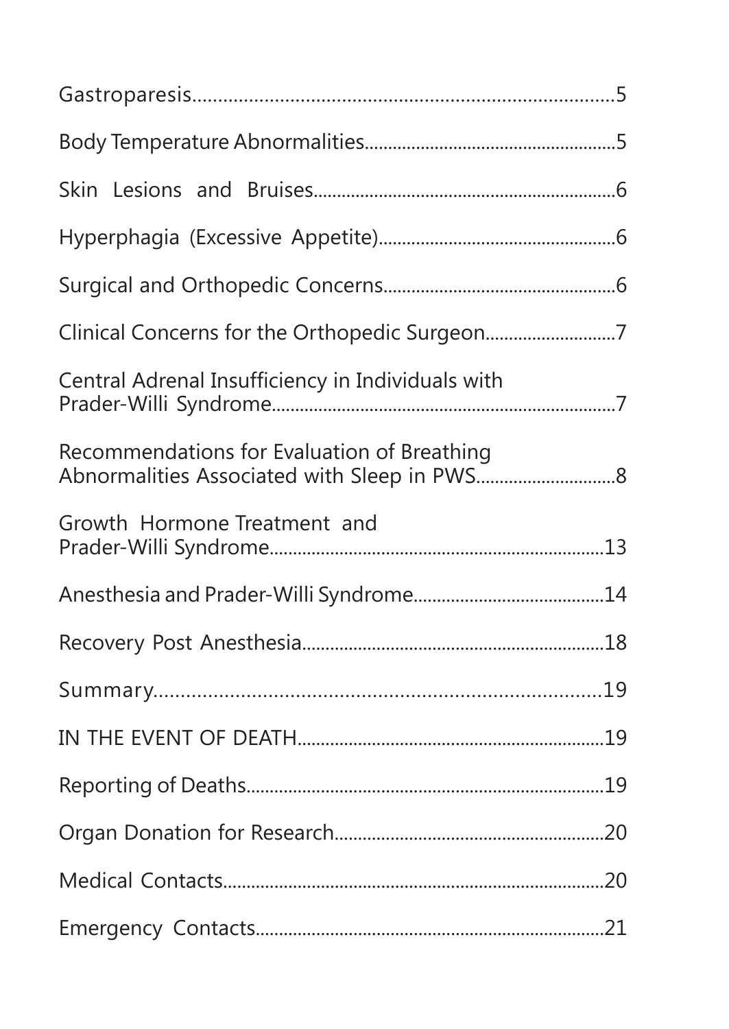Gastroparesis.................................................................................5

Body Temperature Abnormalities....................................................5

Skin Lesions and Bruises.................................................................6

Hyperphagia (Excessive Appetite)..................................................6

Surgical and Orthopedic Concerns..................................................6

Clinical Concerns for the Orthopedic Surgeon...........................7

Central Adrenal Insufficiency in Individuals with Prader-Willi Syndrome.........................................................................7

Recommendations for Evaluation of Breathing Abnormalities Associated with Sleep in PWS.............................8

Growth Hormone Treatment and Prader-Willi Syndrome.......................................................................13

Anesthesia and Prader-Willi Syndrome........................................14

Recovery Post Anesthesia................................................................18

Summary.........................................................................................19

IN THE EVENT OF DEATH..................................................................19

Reporting of Deaths..........................................................................19

Organ Donation for Research.........................................................20

Medical Contacts..............................................................................20

Emergency Contacts.........................................................................21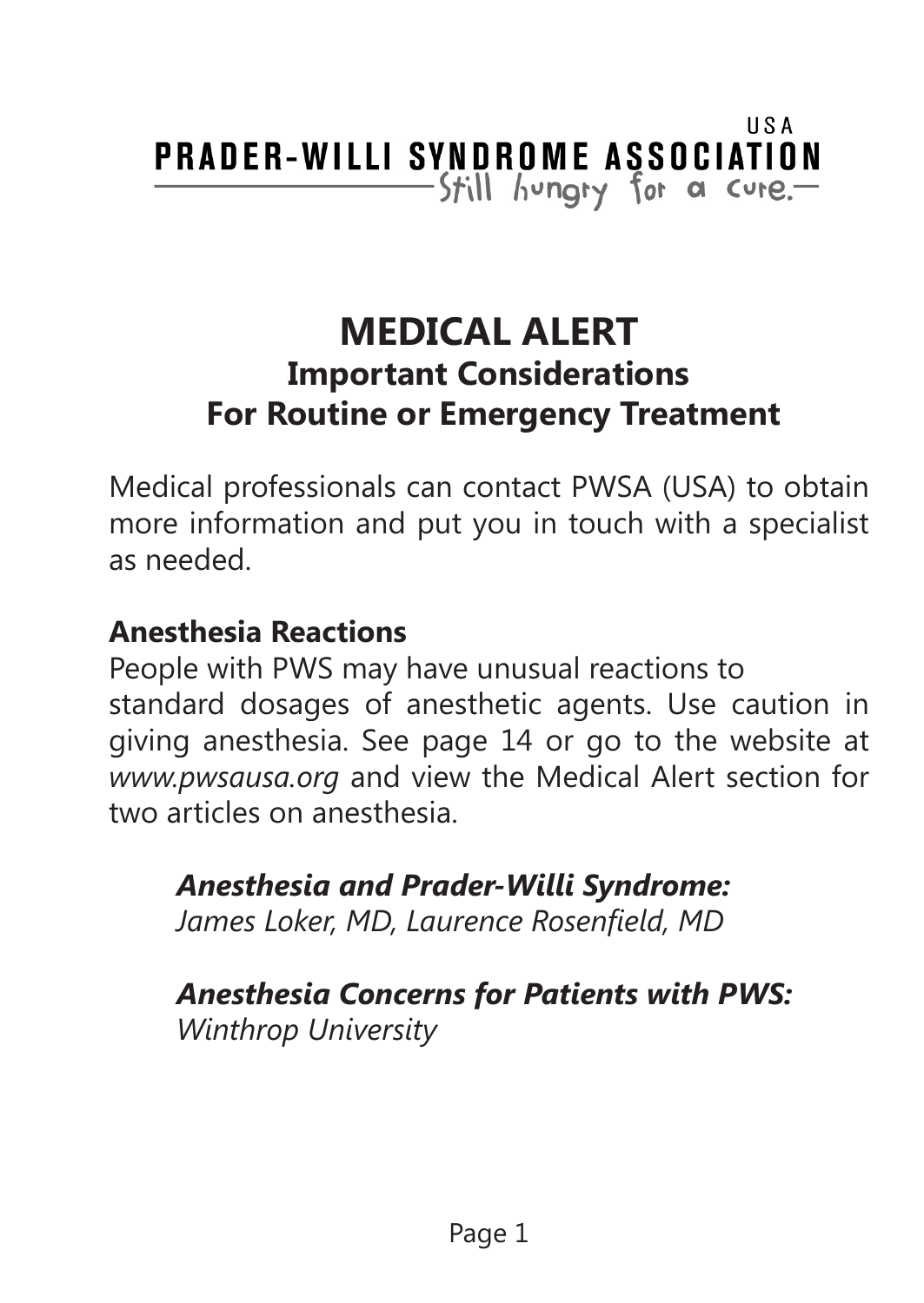USA
**PRADER-WILLI SYNDROME ASSOCIATION**
Still hungry for a cure.

# MEDICAL ALERT

## Important Considerations For Routine or Emergency Treatment

Medical professionals can contact PWSA (USA) to obtain more information and put you in touch with a specialist as needed.

### Anesthesia Reactions

People with PWS may have unusual reactions to standard dosages of anesthetic agents. Use caution in giving anesthesia. See page 14 or go to the website at *www.pwsausa.org* and view the Medical Alert section for two articles on anesthesia.

> ***Anesthesia and Prader-Willi Syndrome:***
> *James Loker, MD, Laurence Rosenfield, MD*
>
> ***Anesthesia Concerns for Patients with PWS:***
> *Winthrop University*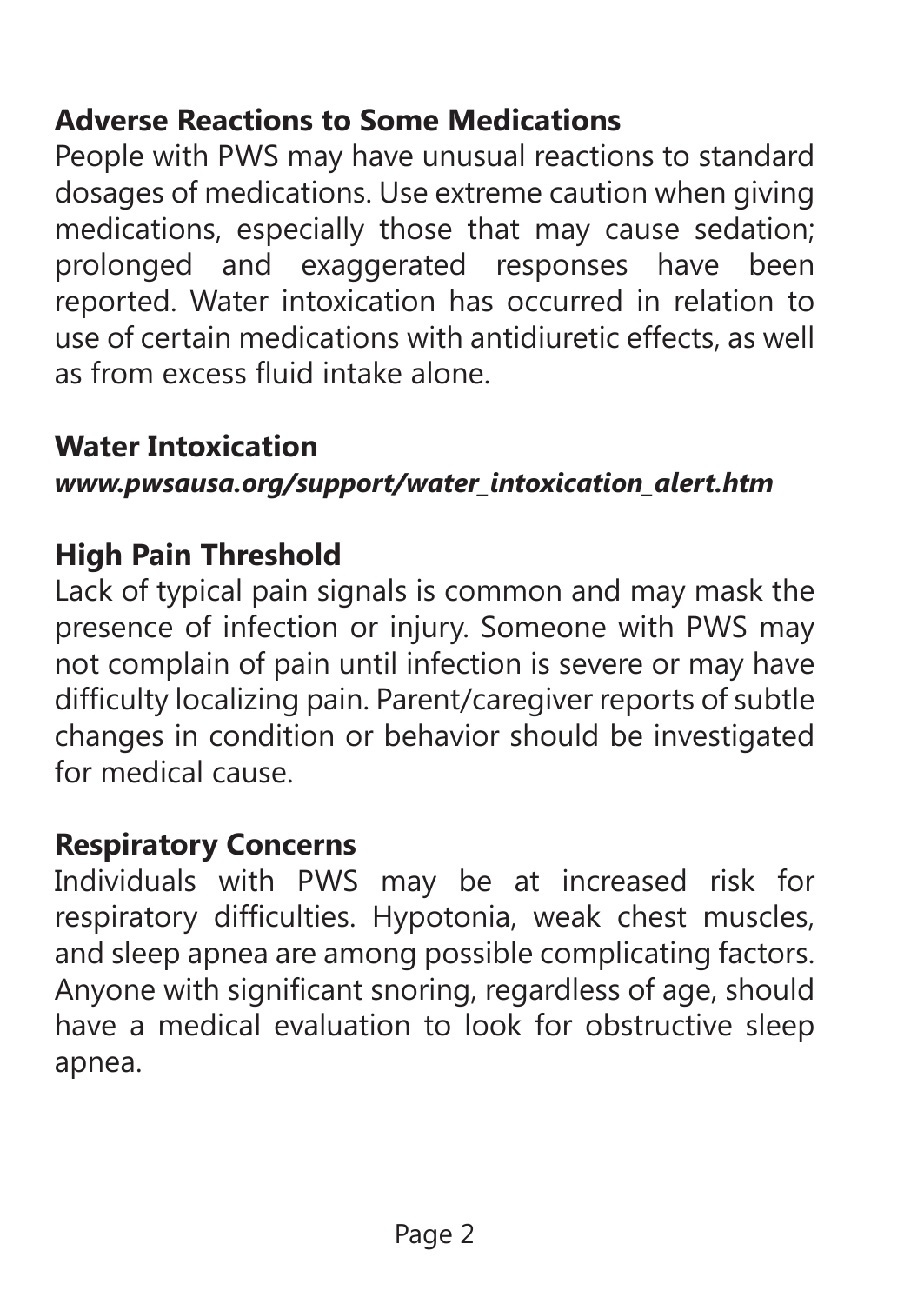## Adverse Reactions to Some Medications

People with PWS may have unusual reactions to standard dosages of medications. Use extreme caution when giving medications, especially those that may cause sedation; prolonged and exaggerated responses have been reported. Water intoxication has occurred in relation to use of certain medications with antidiuretic effects, as well as from excess fluid intake alone.

## Water Intoxication

***www.pwsausa.org/support/water_intoxication_alert.htm***

## High Pain Threshold

Lack of typical pain signals is common and may mask the presence of infection or injury. Someone with PWS may not complain of pain until infection is severe or may have difficulty localizing pain. Parent/caregiver reports of subtle changes in condition or behavior should be investigated for medical cause.

## Respiratory Concerns

Individuals with PWS may be at increased risk for respiratory difficulties. Hypotonia, weak chest muscles, and sleep apnea are among possible complicating factors. Anyone with significant snoring, regardless of age, should have a medical evaluation to look for obstructive sleep apnea.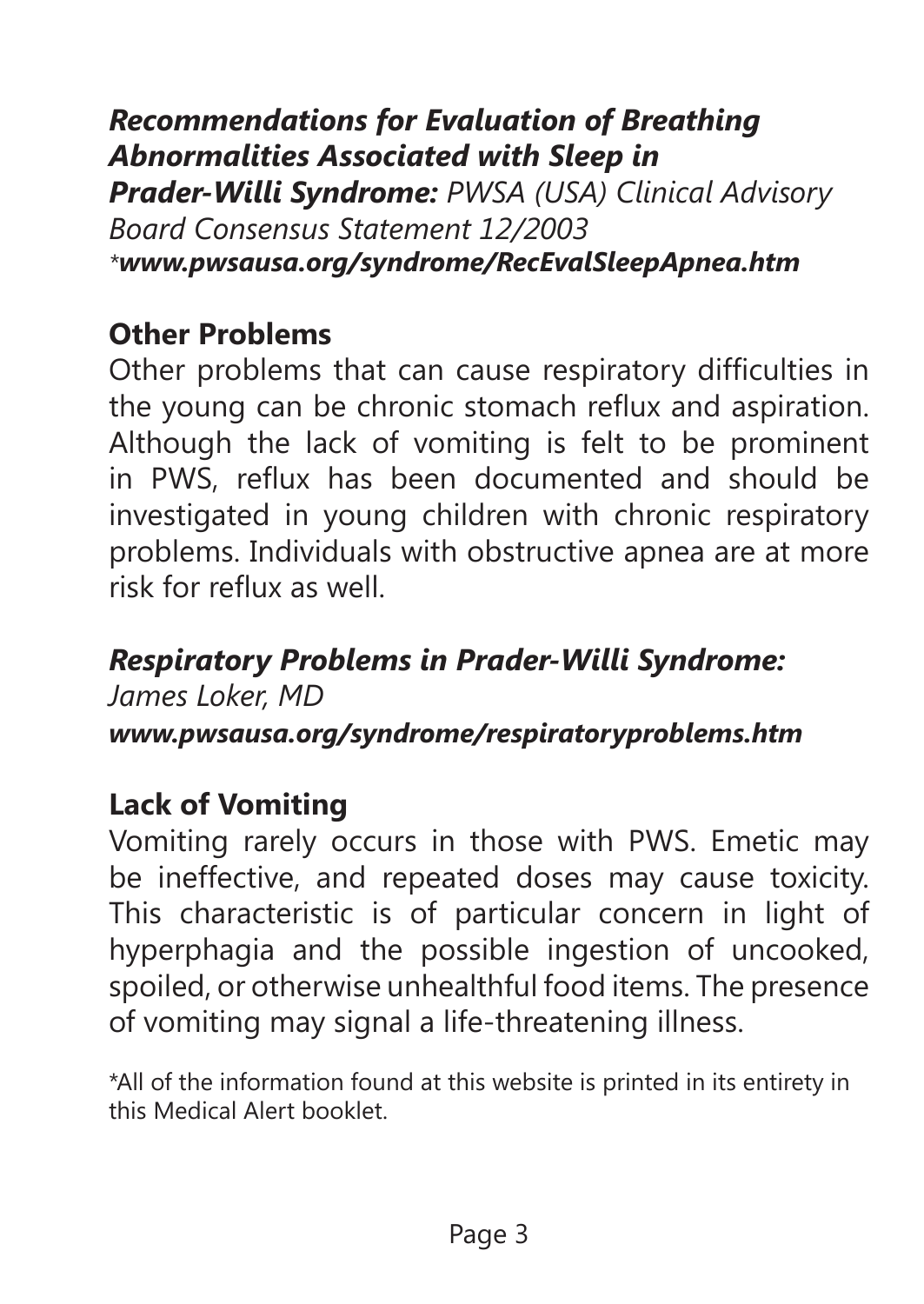***Recommendations for Evaluation of Breathing Abnormalities Associated with Sleep in Prader-Willi Syndrome:*** *PWSA (USA) Clinical Advisory Board Consensus Statement 12/2003*
**\****www.pwsausa.org/syndrome/RecEvalSleepApnea.htm***

## Other Problems

Other problems that can cause respiratory difficulties in the young can be chronic stomach reflux and aspiration. Although the lack of vomiting is felt to be prominent in PWS, reflux has been documented and should be investigated in young children with chronic respiratory problems. Individuals with obstructive apnea are at more risk for reflux as well.

***Respiratory Problems in Prader-Willi Syndrome:***
*James Loker, MD*
***www.pwsausa.org/syndrome/respiratoryproblems.htm***

## Lack of Vomiting

Vomiting rarely occurs in those with PWS. Emetic may be ineffective, and repeated doses may cause toxicity. This characteristic is of particular concern in light of hyperphagia and the possible ingestion of uncooked, spoiled, or otherwise unhealthful food items. The presence of vomiting may signal a life-threatening illness.

*All of the information found at this website is printed in its entirety in this Medical Alert booklet.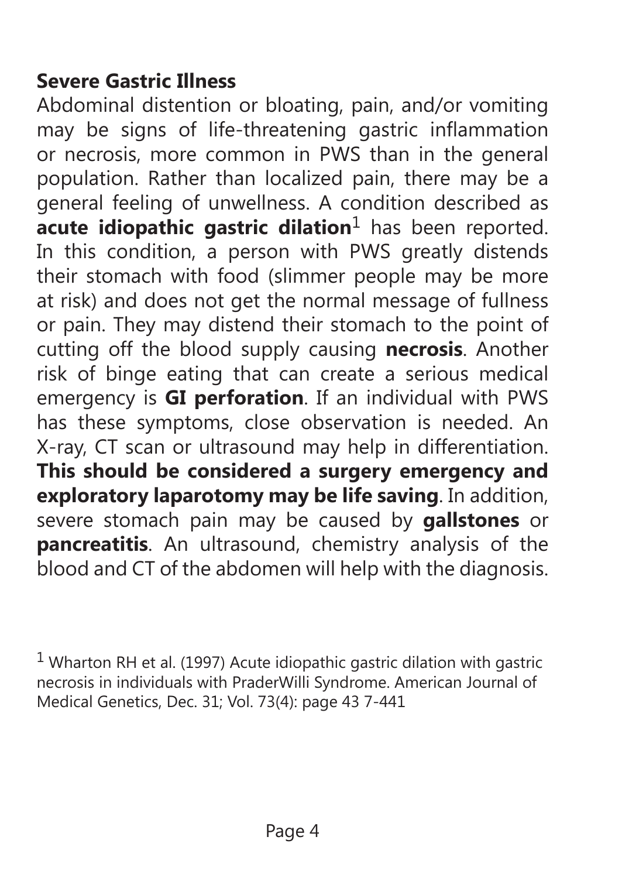## Severe Gastric Illness

Abdominal distention or bloating, pain, and/or vomiting may be signs of life-threatening gastric inflammation or necrosis, more common in PWS than in the general population. Rather than localized pain, there may be a general feeling of unwellness. A condition described as **acute idiopathic gastric dilation**[1] has been reported. In this condition, a person with PWS greatly distends their stomach with food (slimmer people may be more at risk) and does not get the normal message of fullness or pain. They may distend their stomach to the point of cutting off the blood supply causing **necrosis**. Another risk of binge eating that can create a serious medical emergency is **GI perforation**. If an individual with PWS has these symptoms, close observation is needed. An X-ray, CT scan or ultrasound may help in differentiation. **This should be considered a surgery emergency and exploratory laparotomy may be life saving**. In addition, severe stomach pain may be caused by **gallstones** or **pancreatitis**. An ultrasound, chemistry analysis of the blood and CT of the abdomen will help with the diagnosis.

[1] Wharton RH et al. (1997) Acute idiopathic gastric dilation with gastric necrosis in individuals with PraderWilli Syndrome. American Journal of Medical Genetics, Dec. 31; Vol. 73(4): page 43 7-441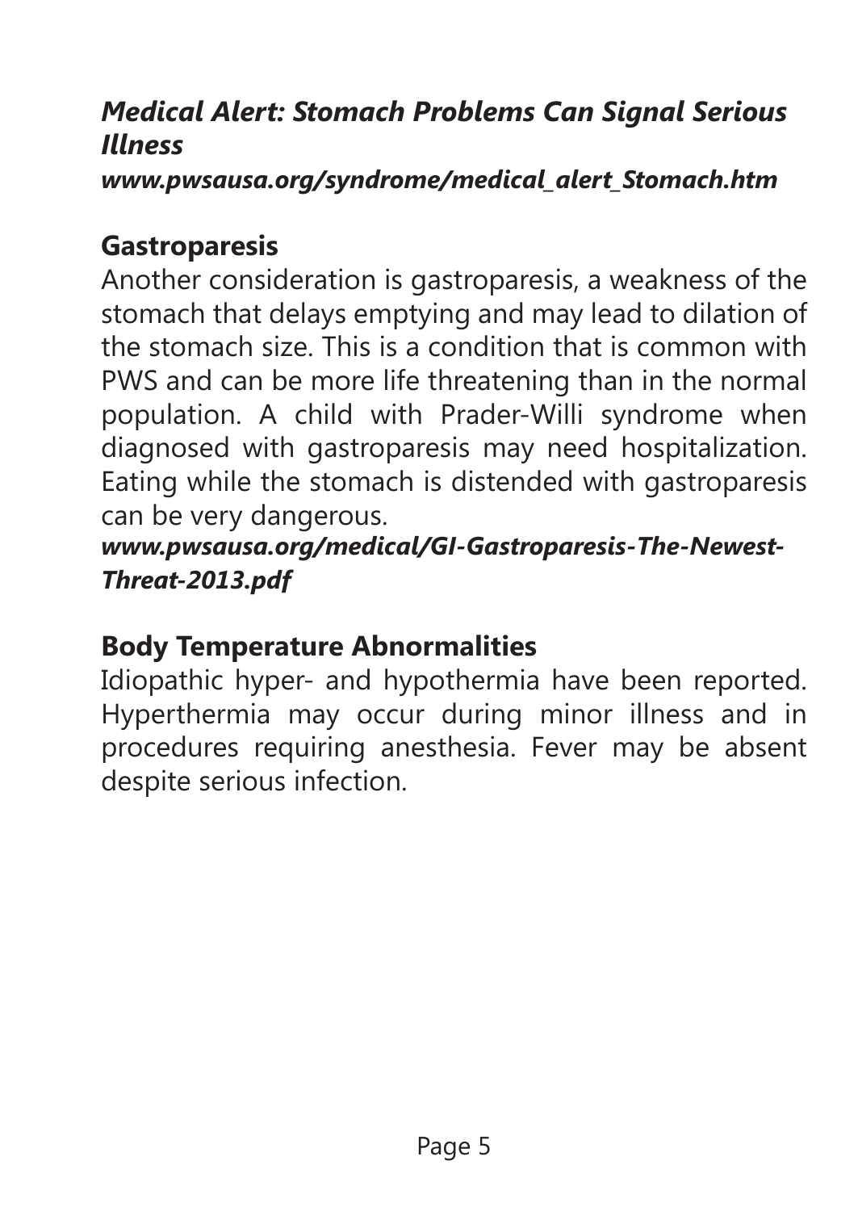***Medical Alert: Stomach Problems Can Signal Serious Illness***
***www.pwsausa.org/syndrome/medical_alert_Stomach.htm***

## Gastroparesis

Another consideration is gastroparesis, a weakness of the stomach that delays emptying and may lead to dilation of the stomach size. This is a condition that is common with PWS and can be more life threatening than in the normal population. A child with Prader-Willi syndrome when diagnosed with gastroparesis may need hospitalization. Eating while the stomach is distended with gastroparesis can be very dangerous.
***www.pwsausa.org/medical/GI-Gastroparesis-The-Newest-Threat-2013.pdf***

## Body Temperature Abnormalities

Idiopathic hyper- and hypothermia have been reported. Hyperthermia may occur during minor illness and in procedures requiring anesthesia. Fever may be absent despite serious infection.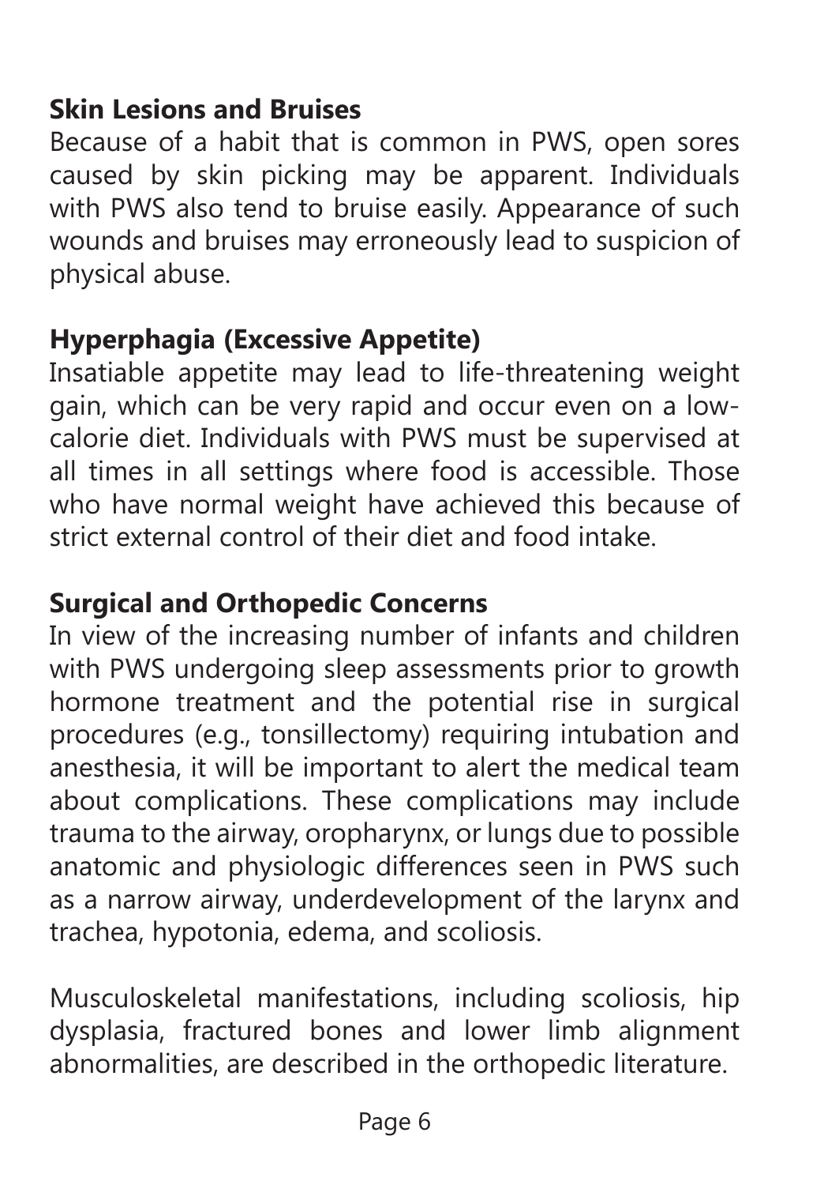## Skin Lesions and Bruises

Because of a habit that is common in PWS, open sores caused by skin picking may be apparent. Individuals with PWS also tend to bruise easily. Appearance of such wounds and bruises may erroneously lead to suspicion of physical abuse.

## Hyperphagia (Excessive Appetite)

Insatiable appetite may lead to life-threatening weight gain, which can be very rapid and occur even on a low-calorie diet. Individuals with PWS must be supervised at all times in all settings where food is accessible. Those who have normal weight have achieved this because of strict external control of their diet and food intake.

## Surgical and Orthopedic Concerns

In view of the increasing number of infants and children with PWS undergoing sleep assessments prior to growth hormone treatment and the potential rise in surgical procedures (e.g., tonsillectomy) requiring intubation and anesthesia, it will be important to alert the medical team about complications. These complications may include trauma to the airway, oropharynx, or lungs due to possible anatomic and physiologic differences seen in PWS such as a narrow airway, underdevelopment of the larynx and trachea, hypotonia, edema, and scoliosis.

Musculoskeletal manifestations, including scoliosis, hip dysplasia, fractured bones and lower limb alignment abnormalities, are described in the orthopedic literature.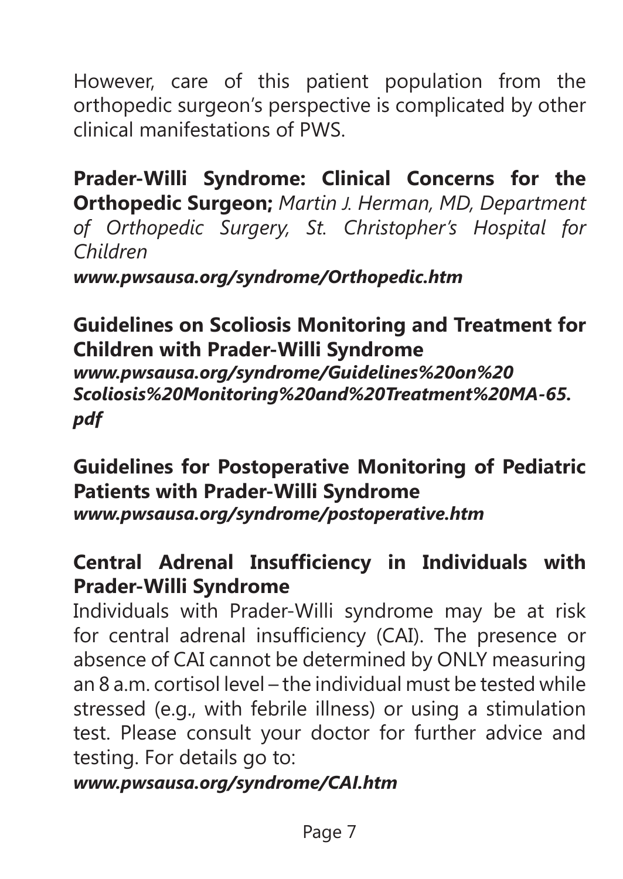However, care of this patient population from the orthopedic surgeon's perspective is complicated by other clinical manifestations of PWS.

**Prader-Willi Syndrome: Clinical Concerns for the Orthopedic Surgeon;** *Martin J. Herman, MD, Department of Orthopedic Surgery, St. Christopher's Hospital for Children*

***www.pwsausa.org/syndrome/Orthopedic.htm***

**Guidelines on Scoliosis Monitoring and Treatment for Children with Prader-Willi Syndrome**

***www.pwsausa.org/syndrome/Guidelines%20on%20Scoliosis%20Monitoring%20and%20Treatment%20MA-65.pdf***

**Guidelines for Postoperative Monitoring of Pediatric Patients with Prader-Willi Syndrome**

***www.pwsausa.org/syndrome/postoperative.htm***

**Central Adrenal Insufficiency in Individuals with Prader-Willi Syndrome**

Individuals with Prader-Willi syndrome may be at risk for central adrenal insufficiency (CAI). The presence or absence of CAI cannot be determined by ONLY measuring an 8 a.m. cortisol level – the individual must be tested while stressed (e.g., with febrile illness) or using a stimulation test. Please consult your doctor for further advice and testing. For details go to:

***www.pwsausa.org/syndrome/CAI.htm***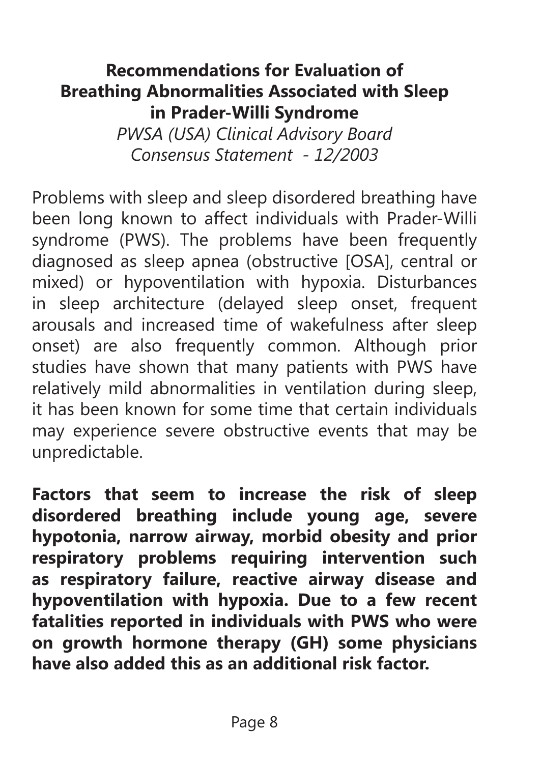## Recommendations for Evaluation of Breathing Abnormalities Associated with Sleep in Prader-Willi Syndrome

*PWSA (USA) Clinical Advisory Board Consensus Statement - 12/2003*

Problems with sleep and sleep disordered breathing have been long known to affect individuals with Prader-Willi syndrome (PWS). The problems have been frequently diagnosed as sleep apnea (obstructive [OSA], central or mixed) or hypoventilation with hypoxia. Disturbances in sleep architecture (delayed sleep onset, frequent arousals and increased time of wakefulness after sleep onset) are also frequently common. Although prior studies have shown that many patients with PWS have relatively mild abnormalities in ventilation during sleep, it has been known for some time that certain individuals may experience severe obstructive events that may be unpredictable.

**Factors that seem to increase the risk of sleep disordered breathing include young age, severe hypotonia, narrow airway, morbid obesity and prior respiratory problems requiring intervention such as respiratory failure, reactive airway disease and hypoventilation with hypoxia. Due to a few recent fatalities reported in individuals with PWS who were on growth hormone therapy (GH) some physicians have also added this as an additional risk factor.**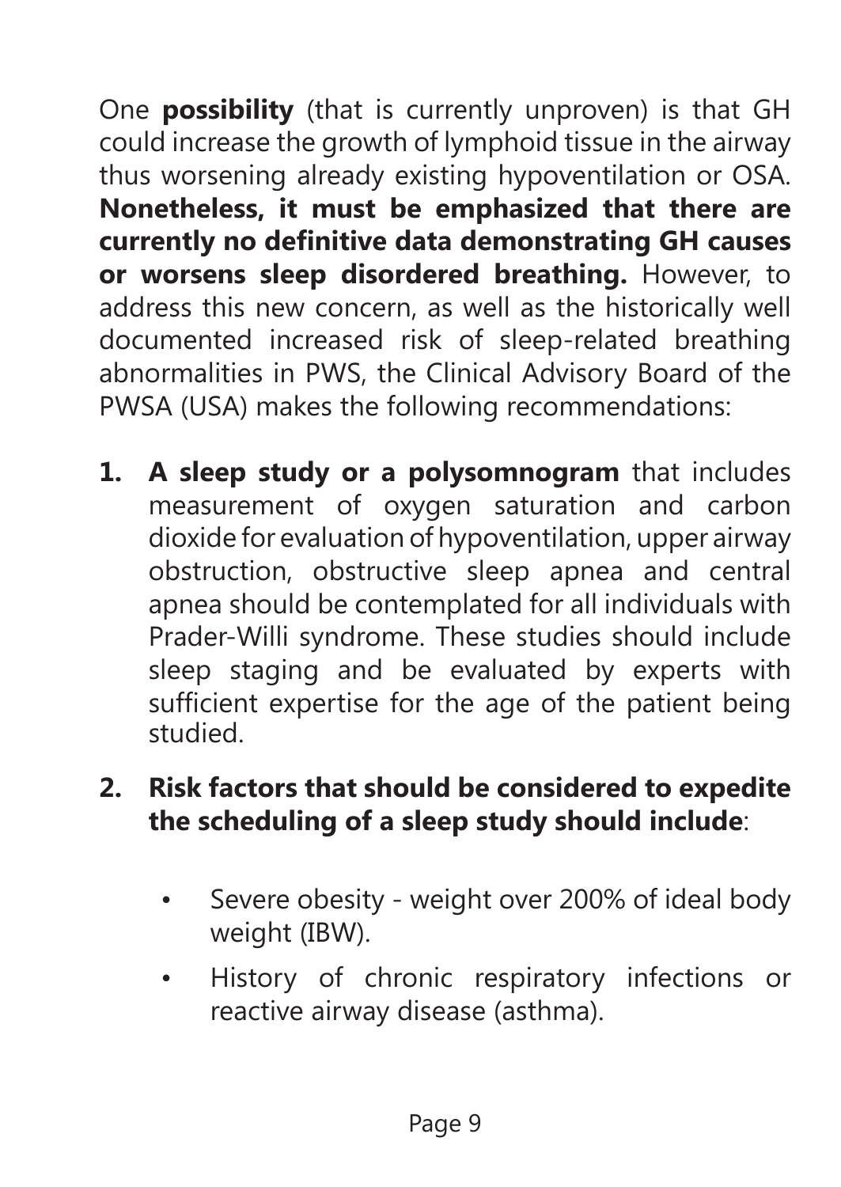One **possibility** (that is currently unproven) is that GH could increase the growth of lymphoid tissue in the airway thus worsening already existing hypoventilation or OSA. **Nonetheless, it must be emphasized that there are currently no definitive data demonstrating GH causes or worsens sleep disordered breathing.** However, to address this new concern, as well as the historically well documented increased risk of sleep-related breathing abnormalities in PWS, the Clinical Advisory Board of the PWSA (USA) makes the following recommendations:

1. **A sleep study or a polysomnogram** that includes measurement of oxygen saturation and carbon dioxide for evaluation of hypoventilation, upper airway obstruction, obstructive sleep apnea and central apnea should be contemplated for all individuals with Prader-Willi syndrome. These studies should include sleep staging and be evaluated by experts with sufficient expertise for the age of the patient being studied.

2. **Risk factors that should be considered to expedite the scheduling of a sleep study should include**:

   - Severe obesity - weight over 200% of ideal body weight (IBW).
   - History of chronic respiratory infections or reactive airway disease (asthma).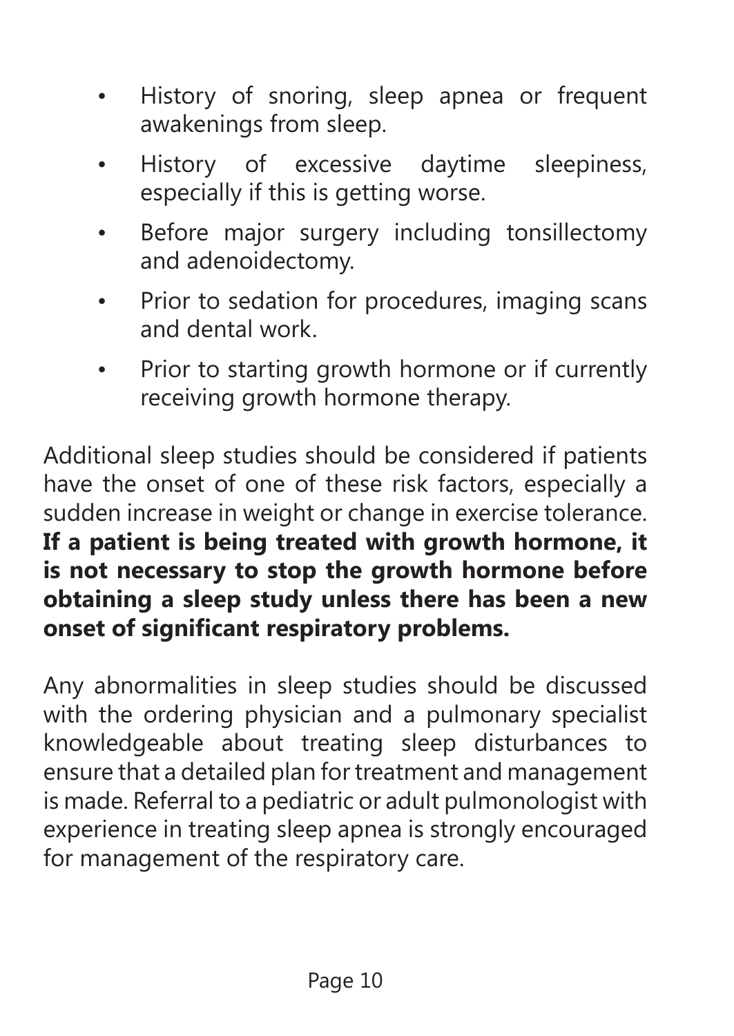- History of snoring, sleep apnea or frequent awakenings from sleep.
- History of excessive daytime sleepiness, especially if this is getting worse.
- Before major surgery including tonsillectomy and adenoidectomy.
- Prior to sedation for procedures, imaging scans and dental work.
- Prior to starting growth hormone or if currently receiving growth hormone therapy.

Additional sleep studies should be considered if patients have the onset of one of these risk factors, especially a sudden increase in weight or change in exercise tolerance. **If a patient is being treated with growth hormone, it is not necessary to stop the growth hormone before obtaining a sleep study unless there has been a new onset of significant respiratory problems.**

Any abnormalities in sleep studies should be discussed with the ordering physician and a pulmonary specialist knowledgeable about treating sleep disturbances to ensure that a detailed plan for treatment and management is made. Referral to a pediatric or adult pulmonologist with experience in treating sleep apnea is strongly encouraged for management of the respiratory care.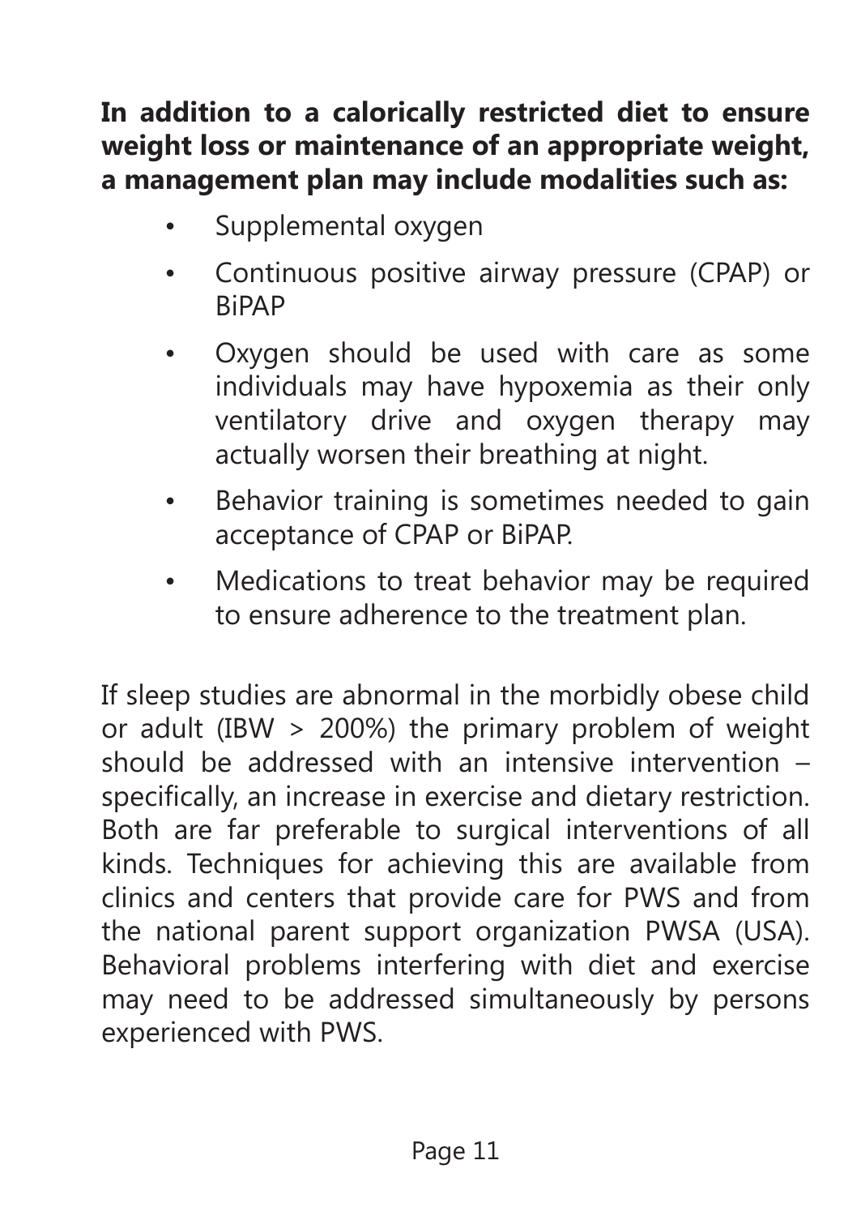**In addition to a calorically restricted diet to ensure weight loss or maintenance of an appropriate weight, a management plan may include modalities such as:**

- Supplemental oxygen
- Continuous positive airway pressure (CPAP) or BiPAP
- Oxygen should be used with care as some individuals may have hypoxemia as their only ventilatory drive and oxygen therapy may actually worsen their breathing at night.
- Behavior training is sometimes needed to gain acceptance of CPAP or BiPAP.
- Medications to treat behavior may be required to ensure adherence to the treatment plan.

If sleep studies are abnormal in the morbidly obese child or adult (IBW > 200%) the primary problem of weight should be addressed with an intensive intervention – specifically, an increase in exercise and dietary restriction. Both are far preferable to surgical interventions of all kinds. Techniques for achieving this are available from clinics and centers that provide care for PWS and from the national parent support organization PWSA (USA). Behavioral problems interfering with diet and exercise may need to be addressed simultaneously by persons experienced with PWS.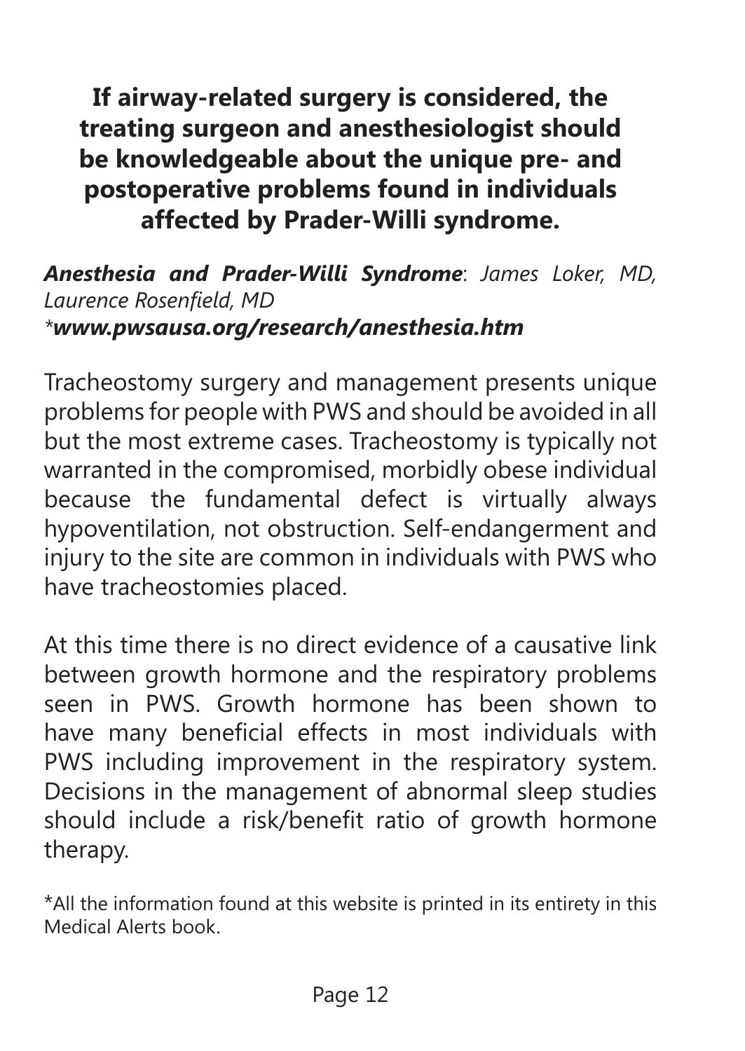**If airway-related surgery is considered, the treating surgeon and anesthesiologist should be knowledgeable about the unique pre- and postoperative problems found in individuals affected by Prader-Willi syndrome.**

***Anesthesia and Prader-Willi Syndrome***: *James Loker, MD, Laurence Rosenfield, MD*
*\****www.pwsausa.org/research/anesthesia.htm***

Tracheostomy surgery and management presents unique problems for people with PWS and should be avoided in all but the most extreme cases. Tracheostomy is typically not warranted in the compromised, morbidly obese individual because the fundamental defect is virtually always hypoventilation, not obstruction. Self-endangerment and injury to the site are common in individuals with PWS who have tracheostomies placed.

At this time there is no direct evidence of a causative link between growth hormone and the respiratory problems seen in PWS. Growth hormone has been shown to have many beneficial effects in most individuals with PWS including improvement in the respiratory system. Decisions in the management of abnormal sleep studies should include a risk/benefit ratio of growth hormone therapy.

*All the information found at this website is printed in its entirety in this Medical Alerts book.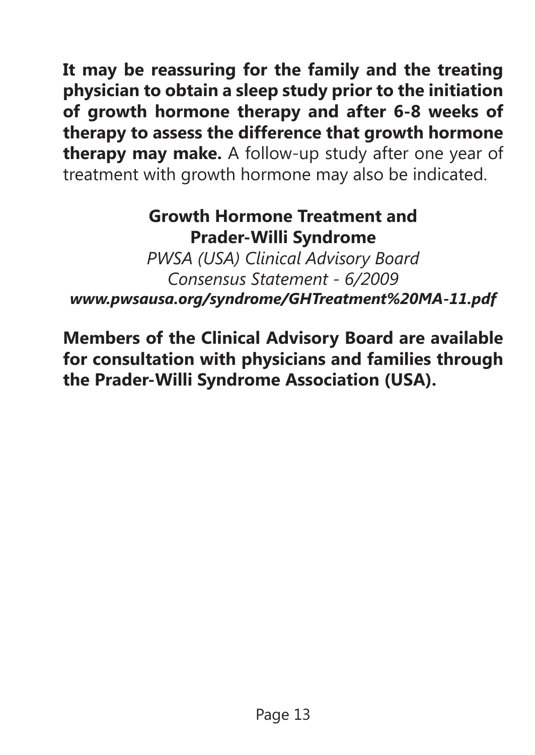**It may be reassuring for the family and the treating physician to obtain a sleep study prior to the initiation of growth hormone therapy and after 6-8 weeks of therapy to assess the difference that growth hormone therapy may make.** A follow-up study after one year of treatment with growth hormone may also be indicated.

**Growth Hormone Treatment and Prader-Willi Syndrome**

*PWSA (USA) Clinical Advisory Board*
*Consensus Statement - 6/2009*
***www.pwsausa.org/syndrome/GHTreatment%20MA-11.pdf***

**Members of the Clinical Advisory Board are available for consultation with physicians and families through the Prader-Willi Syndrome Association (USA).**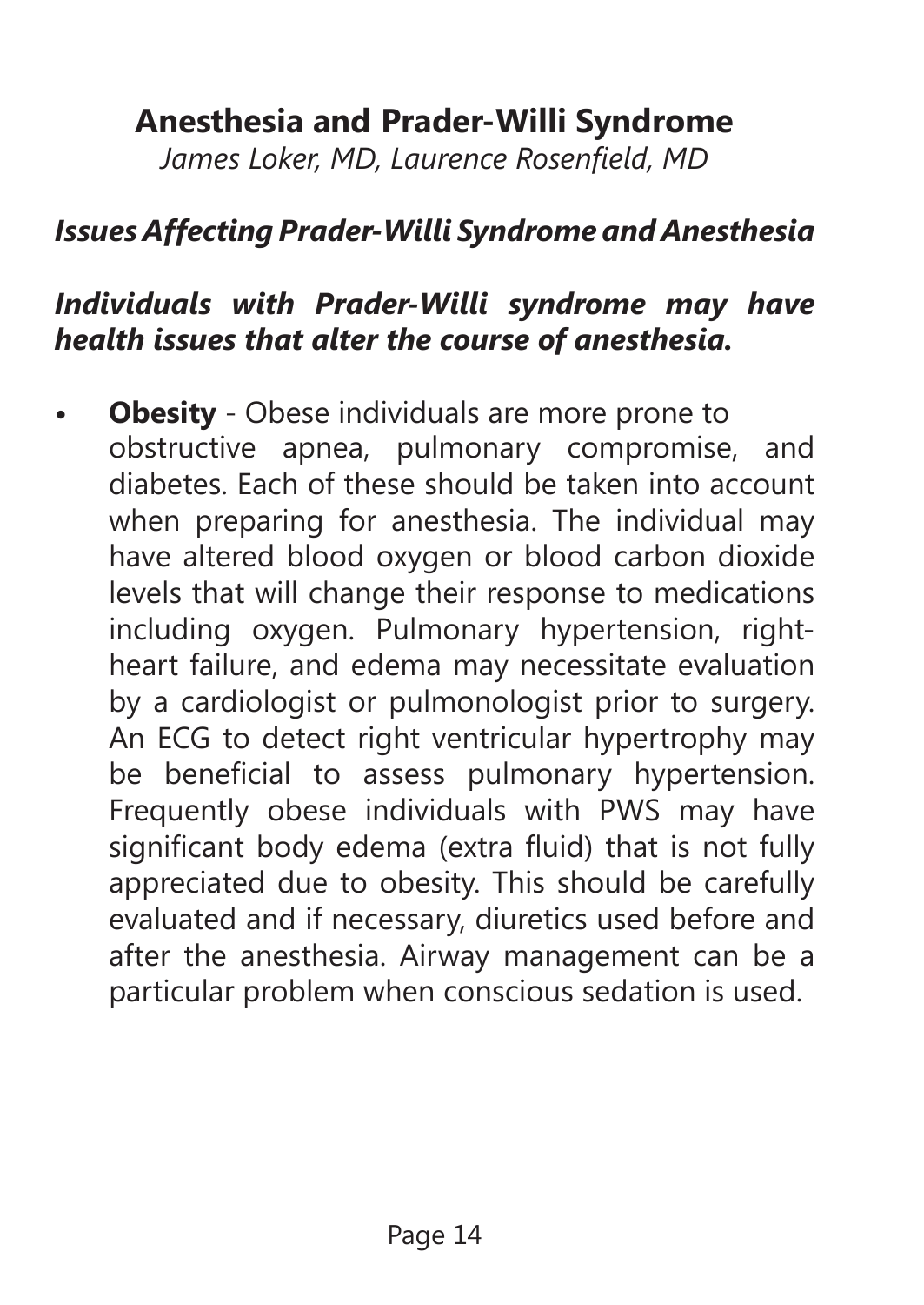# Anesthesia and Prader-Willi Syndrome

*James Loker, MD, Laurence Rosenfield, MD*

## *Issues Affecting Prader-Willi Syndrome and Anesthesia*

### *Individuals with Prader-Willi syndrome may have health issues that alter the course of anesthesia.*

- **Obesity** - Obese individuals are more prone to obstructive apnea, pulmonary compromise, and diabetes. Each of these should be taken into account when preparing for anesthesia. The individual may have altered blood oxygen or blood carbon dioxide levels that will change their response to medications including oxygen. Pulmonary hypertension, right-heart failure, and edema may necessitate evaluation by a cardiologist or pulmonologist prior to surgery. An ECG to detect right ventricular hypertrophy may be beneficial to assess pulmonary hypertension. Frequently obese individuals with PWS may have significant body edema (extra fluid) that is not fully appreciated due to obesity. This should be carefully evaluated and if necessary, diuretics used before and after the anesthesia. Airway management can be a particular problem when conscious sedation is used.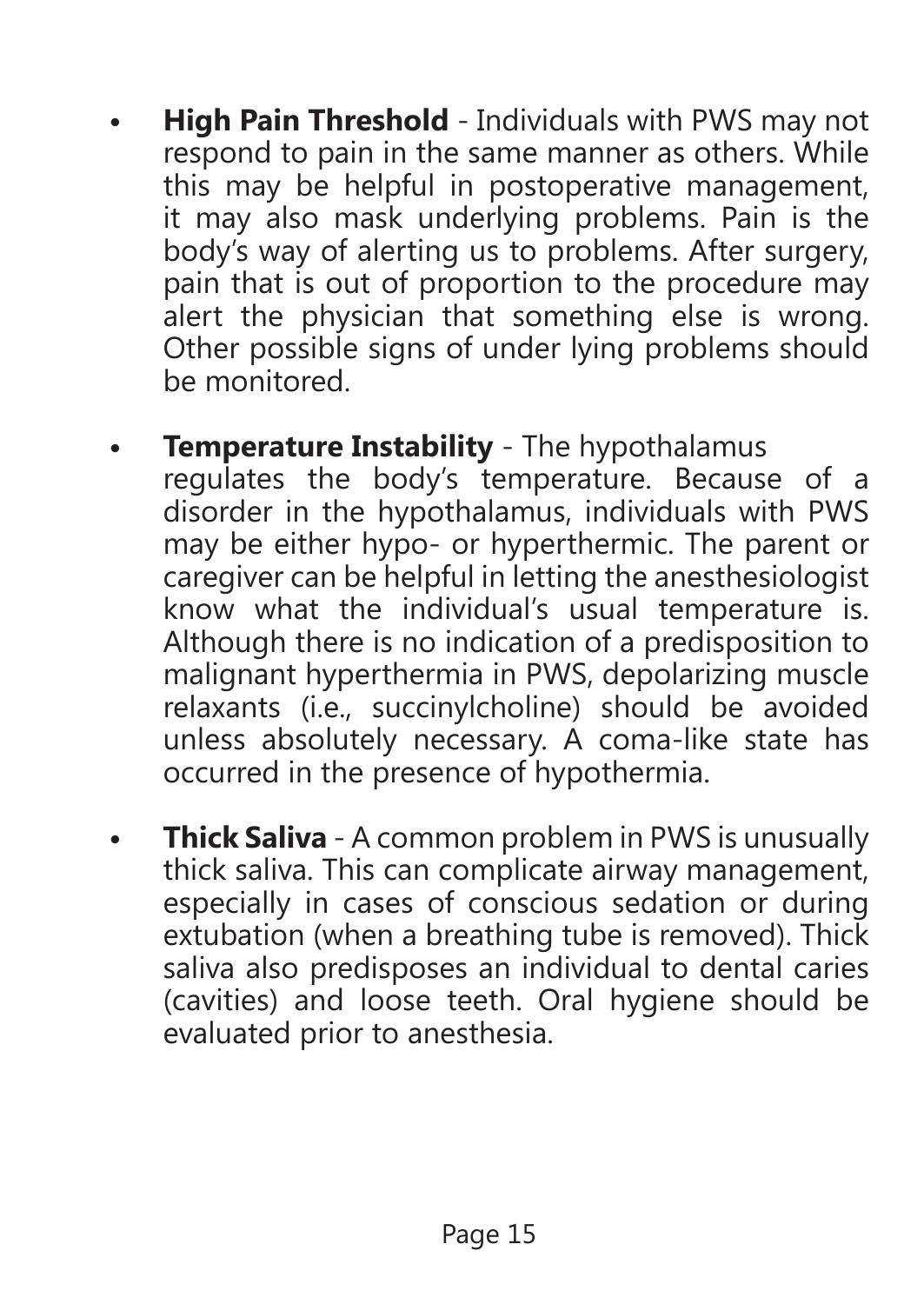- **High Pain Threshold** - Individuals with PWS may not respond to pain in the same manner as others. While this may be helpful in postoperative management, it may also mask underlying problems. Pain is the body's way of alerting us to problems. After surgery, pain that is out of proportion to the procedure may alert the physician that something else is wrong. Other possible signs of under lying problems should be monitored.

- **Temperature Instability** - The hypothalamus regulates the body's temperature. Because of a disorder in the hypothalamus, individuals with PWS may be either hypo- or hyperthermic. The parent or caregiver can be helpful in letting the anesthesiologist know what the individual's usual temperature is. Although there is no indication of a predisposition to malignant hyperthermia in PWS, depolarizing muscle relaxants (i.e., succinylcholine) should be avoided unless absolutely necessary. A coma-like state has occurred in the presence of hypothermia.

- **Thick Saliva** - A common problem in PWS is unusually thick saliva. This can complicate airway management, especially in cases of conscious sedation or during extubation (when a breathing tube is removed). Thick saliva also predisposes an individual to dental caries (cavities) and loose teeth. Oral hygiene should be evaluated prior to anesthesia.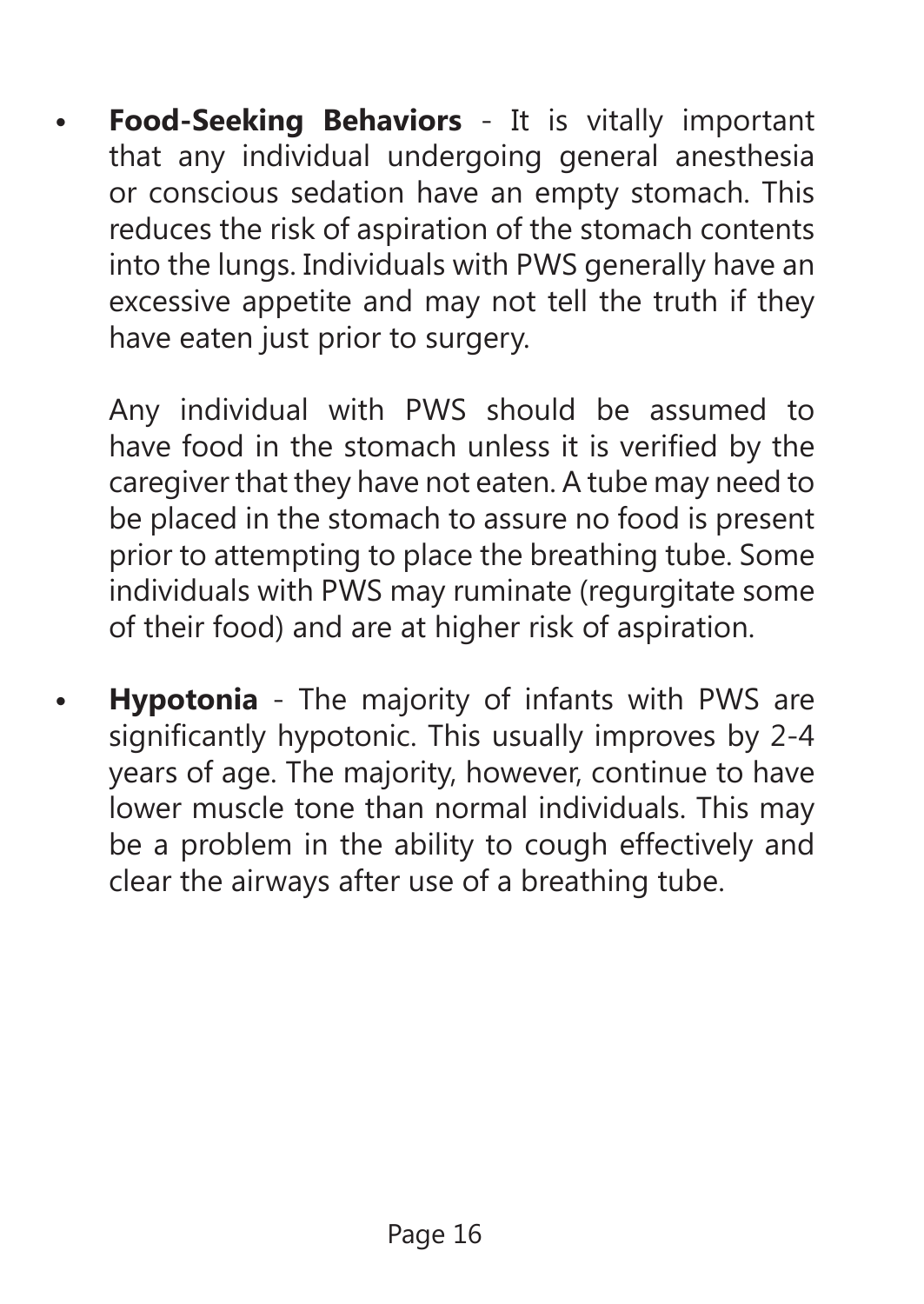- **Food-Seeking Behaviors** - It is vitally important that any individual undergoing general anesthesia or conscious sedation have an empty stomach. This reduces the risk of aspiration of the stomach contents into the lungs. Individuals with PWS generally have an excessive appetite and may not tell the truth if they have eaten just prior to surgery.

  Any individual with PWS should be assumed to have food in the stomach unless it is verified by the caregiver that they have not eaten. A tube may need to be placed in the stomach to assure no food is present prior to attempting to place the breathing tube. Some individuals with PWS may ruminate (regurgitate some of their food) and are at higher risk of aspiration.

- **Hypotonia** - The majority of infants with PWS are significantly hypotonic. This usually improves by 2-4 years of age. The majority, however, continue to have lower muscle tone than normal individuals. This may be a problem in the ability to cough effectively and clear the airways after use of a breathing tube.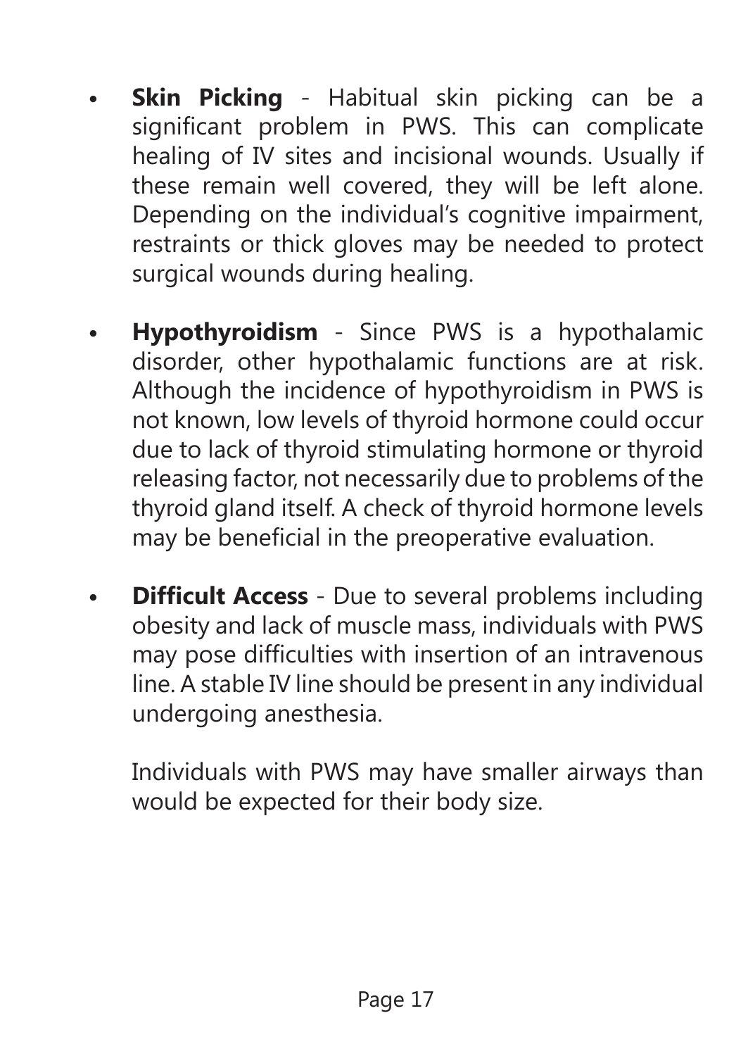- **Skin Picking** - Habitual skin picking can be a significant problem in PWS. This can complicate healing of IV sites and incisional wounds. Usually if these remain well covered, they will be left alone. Depending on the individual's cognitive impairment, restraints or thick gloves may be needed to protect surgical wounds during healing.

- **Hypothyroidism** - Since PWS is a hypothalamic disorder, other hypothalamic functions are at risk. Although the incidence of hypothyroidism in PWS is not known, low levels of thyroid hormone could occur due to lack of thyroid stimulating hormone or thyroid releasing factor, not necessarily due to problems of the thyroid gland itself. A check of thyroid hormone levels may be beneficial in the preoperative evaluation.

- **Difficult Access** - Due to several problems including obesity and lack of muscle mass, individuals with PWS may pose difficulties with insertion of an intravenous line. A stable IV line should be present in any individual undergoing anesthesia.

  Individuals with PWS may have smaller airways than would be expected for their body size.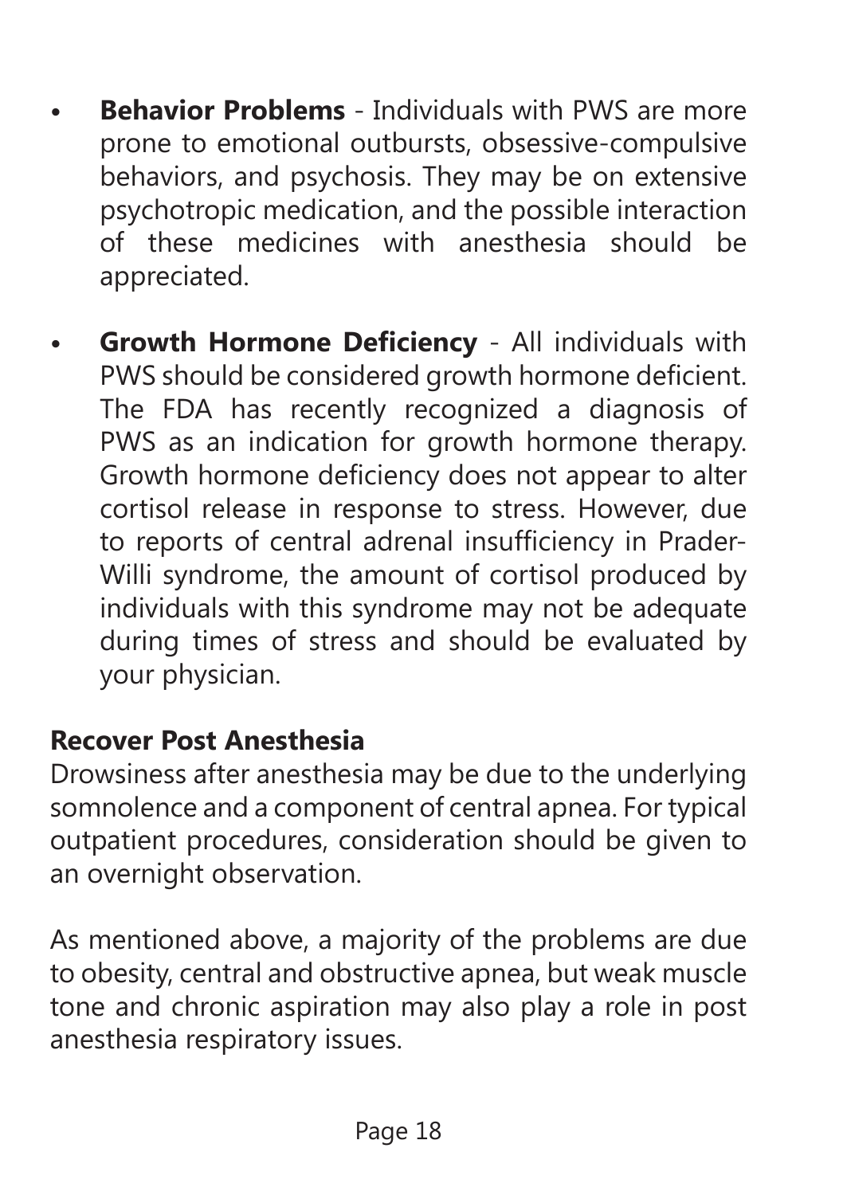- **Behavior Problems** - Individuals with PWS are more prone to emotional outbursts, obsessive-compulsive behaviors, and psychosis. They may be on extensive psychotropic medication, and the possible interaction of these medicines with anesthesia should be appreciated.
- **Growth Hormone Deficiency** - All individuals with PWS should be considered growth hormone deficient. The FDA has recently recognized a diagnosis of PWS as an indication for growth hormone therapy. Growth hormone deficiency does not appear to alter cortisol release in response to stress. However, due to reports of central adrenal insufficiency in Prader-Willi syndrome, the amount of cortisol produced by individuals with this syndrome may not be adequate during times of stress and should be evaluated by your physician.

**Recover Post Anesthesia**

Drowsiness after anesthesia may be due to the underlying somnolence and a component of central apnea. For typical outpatient procedures, consideration should be given to an overnight observation.

As mentioned above, a majority of the problems are due to obesity, central and obstructive apnea, but weak muscle tone and chronic aspiration may also play a role in post anesthesia respiratory issues.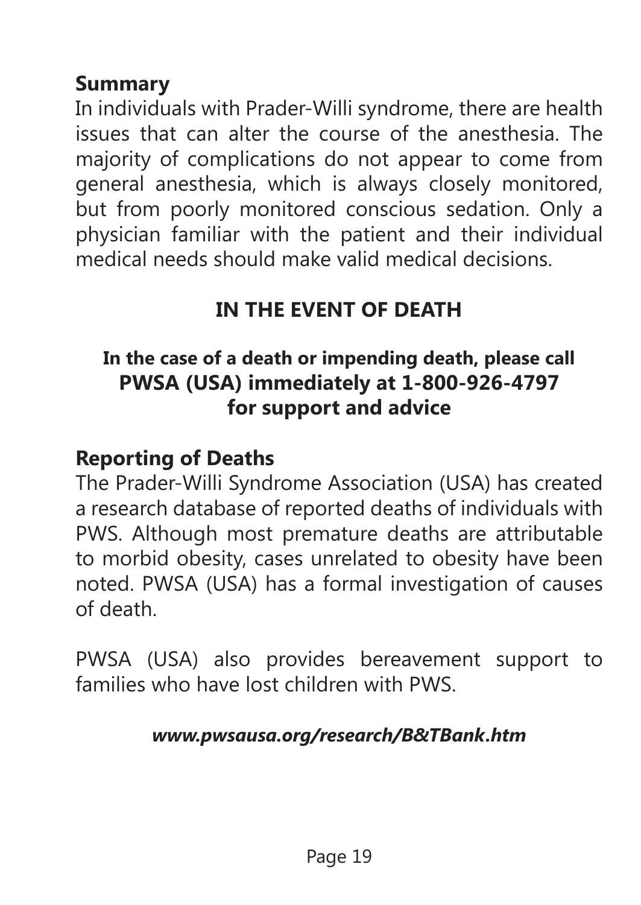## Summary

In individuals with Prader-Willi syndrome, there are health issues that can alter the course of the anesthesia. The majority of complications do not appear to come from general anesthesia, which is always closely monitored, but from poorly monitored conscious sedation. Only a physician familiar with the patient and their individual medical needs should make valid medical decisions.

## IN THE EVENT OF DEATH

**In the case of a death or impending death, please call PWSA (USA) immediately at 1-800-926-4797 for support and advice**

## Reporting of Deaths

The Prader-Willi Syndrome Association (USA) has created a research database of reported deaths of individuals with PWS. Although most premature deaths are attributable to morbid obesity, cases unrelated to obesity have been noted. PWSA (USA) has a formal investigation of causes of death.

PWSA (USA) also provides bereavement support to families who have lost children with PWS.

***www.pwsausa.org/research/B&TBank.htm***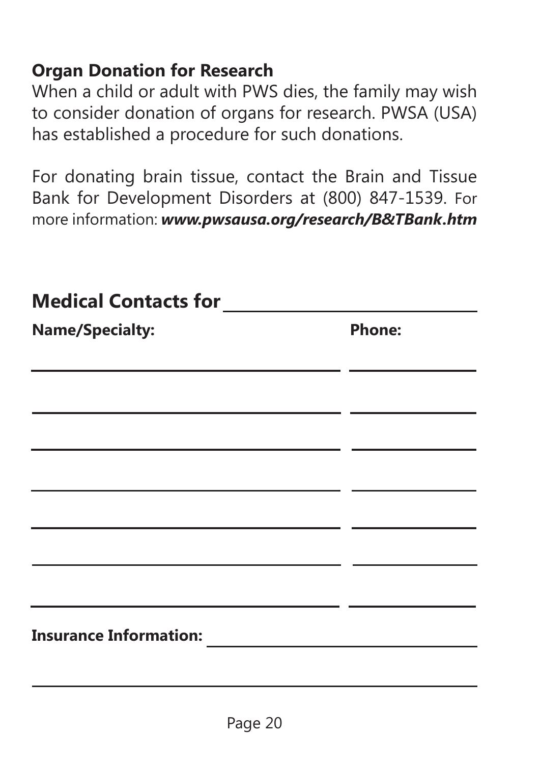## Organ Donation for Research

When a child or adult with PWS dies, the family may wish to consider donation of organs for research. PWSA (USA) has established a procedure for such donations.

For donating brain tissue, contact the Brain and Tissue Bank for Development Disorders at (800) 847-1539. For more information: ***www.pwsausa.org/research/B&TBank.htm***

## Medical Contacts for ____________________

| Name/Specialty: | Phone: |
|---|---|
| | |
| | |
| | |
| | |
| | |
| | |
| | |

**Insurance Information:** ____________________

____________________________________________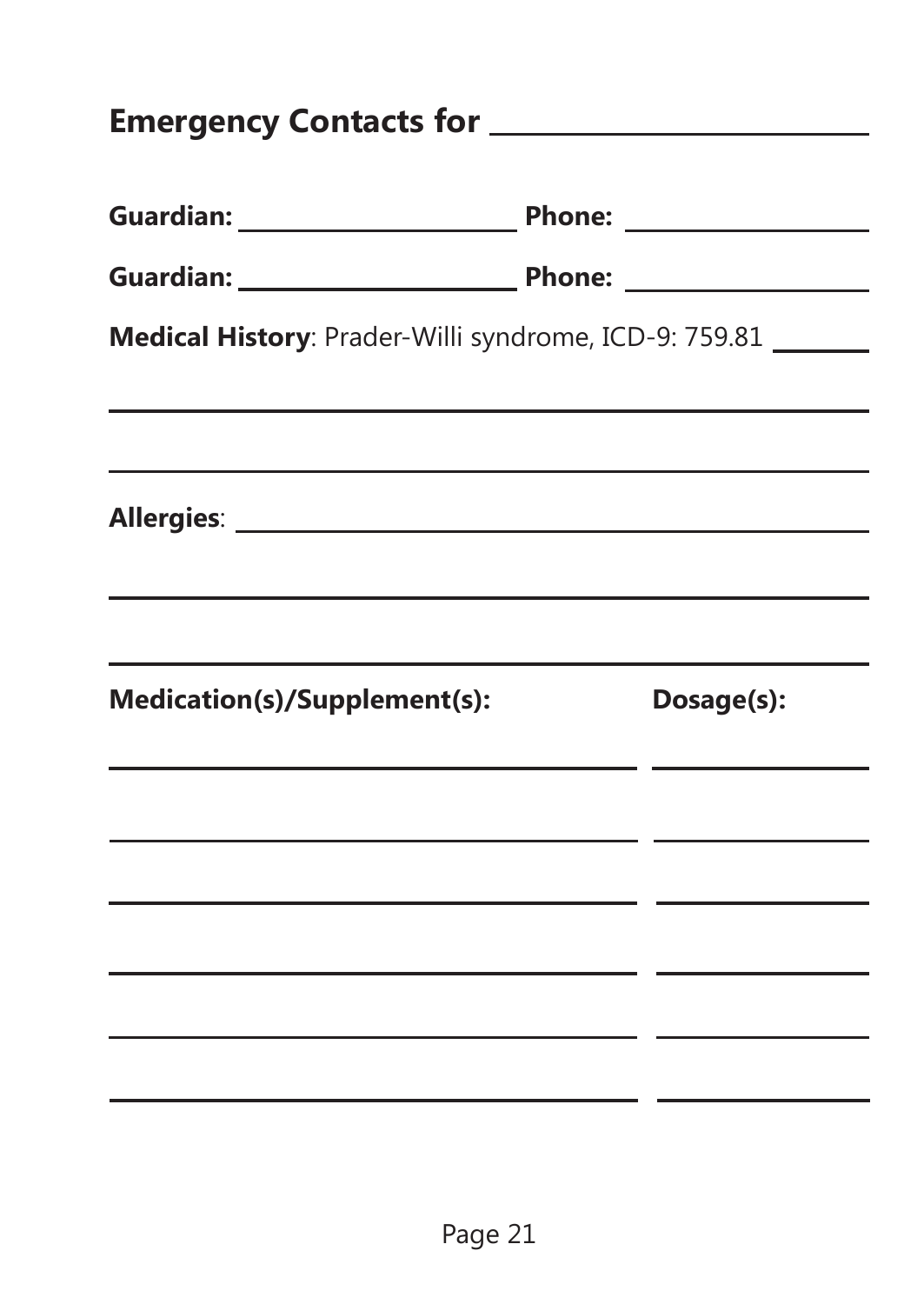## Emergency Contacts for ______________________

**Guardian:** ____________________ **Phone:** ____________________

**Guardian:** ____________________ **Phone:** ____________________

**Medical History**: Prader-Willi syndrome, ICD-9: 759.81 ________

________________________________________________

________________________________________________

**Allergies**: ________________________________________

________________________________________________

________________________________________________

| **Medication(s)/Supplement(s):** | **Dosage(s):** |
| --- | --- |
| | |
| | |
| | |
| | |
| | |
| | |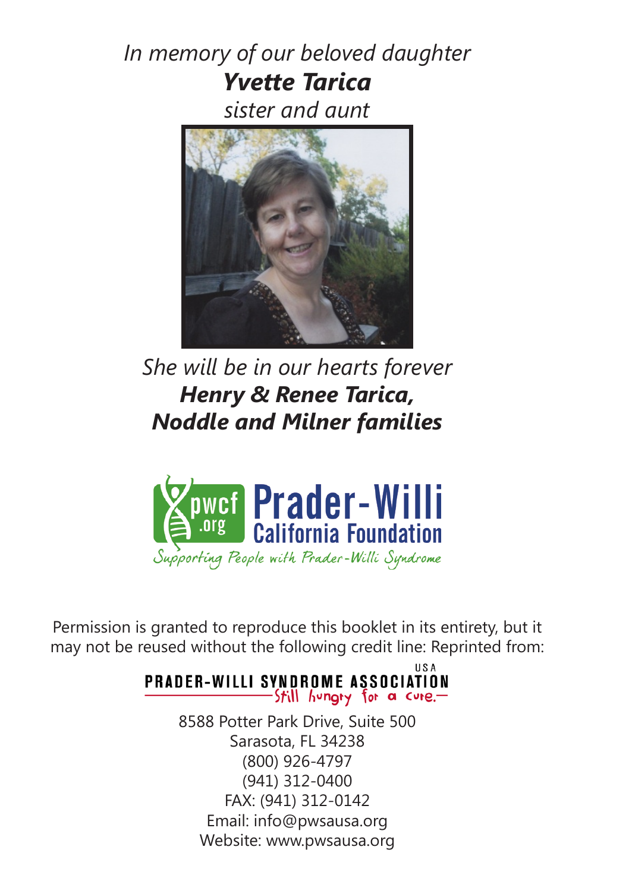*In memory of our beloved daughter*
***Yvette Tarica***
*sister and aunt*

*She will be in our hearts forever*
***Henry & Renee Tarica,***
***Noddle and Milner families***

pwcf .org Prader-Willi California Foundation
Supporting People with Prader-Willi Syndrome

Permission is granted to reproduce this booklet in its entirety, but it may not be reused without the following credit line: Reprinted from:

PRADER-WILLI SYNDROME ASSOCIATION USA
Still hungry for a cure.

8588 Potter Park Drive, Suite 500
Sarasota, FL 34238
(800) 926-4797
(941) 312-0400
FAX: (941) 312-0142
Email: info@pwsausa.org
Website: www.pwsausa.org